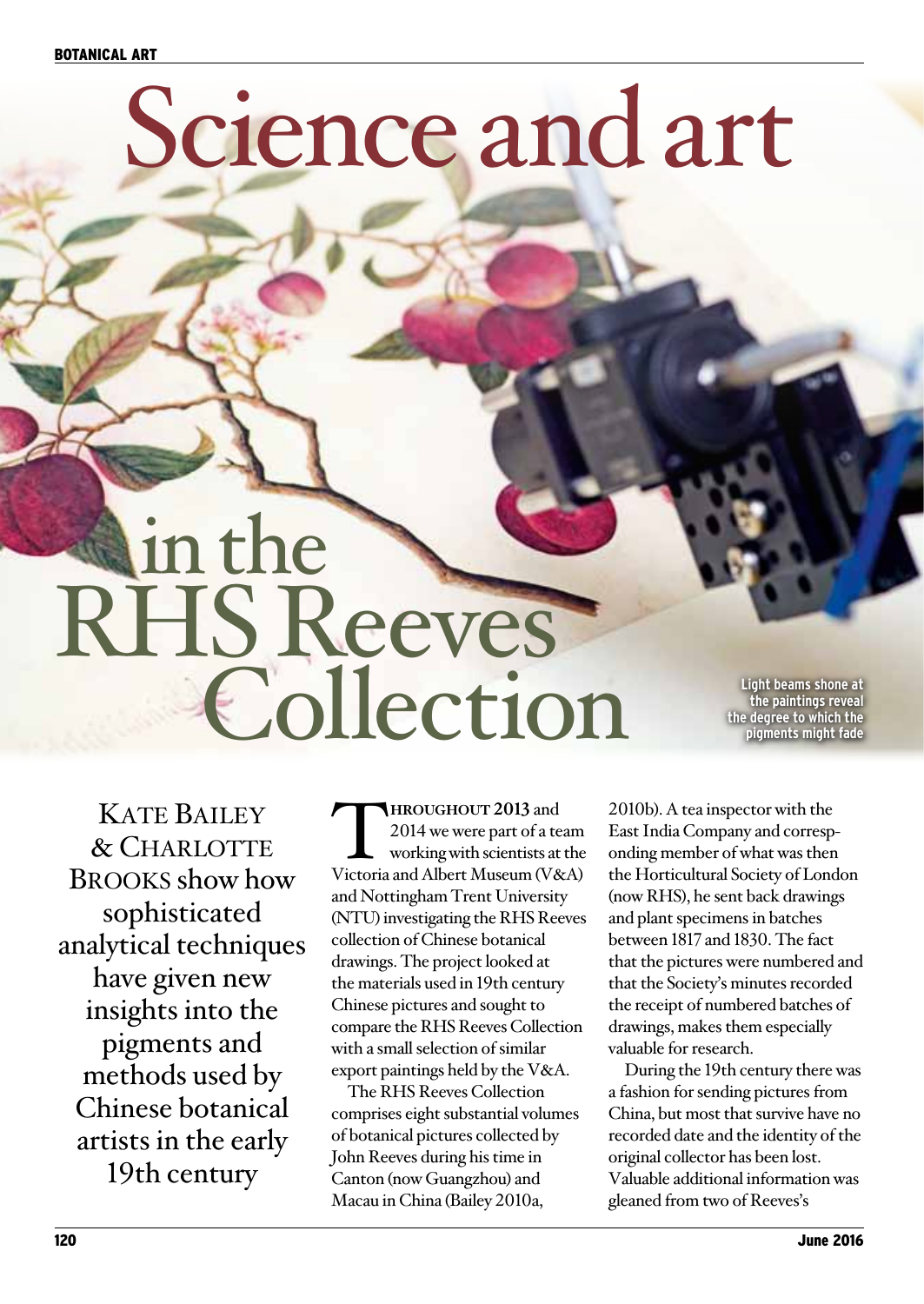# Science and art in the RHS Reeves Collection

Light beams shone at the paintings reveal the degree to which the pigments might fade

Kate Bailey & Charlotte Brooks show how sophisticated analytical techniques have given new insights into the pigments and methods used by Chinese botanical artists in the early 19th century

**Throughout 2013** and 2014 we were part of a team working with scientists at the Victoria and Albert Museum (V&A) and Nottingham Trent University (NTU) investigating the RHS Reeves collection of Chinese botanical drawings. The project looked at the materials used in 19th century Chinese pictures and sought to compare the RHS Reeves Collection with a small selection of similar export paintings held by the V&A.

The RHS Reeves Collection comprises eight substantial volumes of botanical pictures collected by John Reeves during his time in Canton (now Guangzhou) and Macau in China (Bailey 2010a, 2010b). A tea inspector with the East India Company and corresponding member of what was then the Horticultural Society of London (now RHS), he sent back drawings and plant specimens in batches between 1817 and 1830. The fact that the pictures were numbered and that the Society's minutes recorded the receipt of numbered batches of drawings, makes them especially valuable for research.

During the 19th century there was a fashion for sending pictures from China, but most that survive have no recorded date and the identity of the original collector has been lost. Valuable additional information was gleaned from two of Reeves's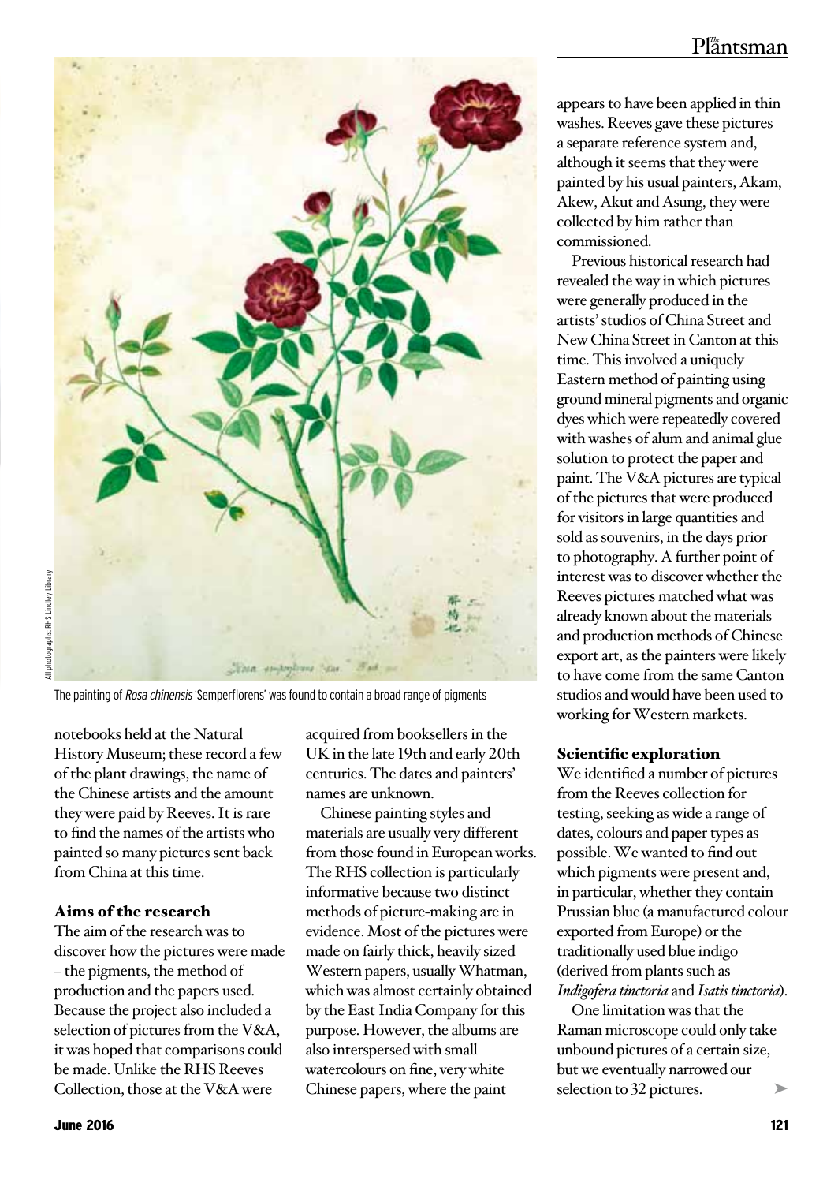The painting of *Rosa chinensis* 'Semperflorens' was found to contain a broad range of pigments

All photographs: RHS Lindley Library

notebooks held at the Natural History Museum; these record a few of the plant drawings, the name of the Chinese artists and the amount they were paid by Reeves. It is rare to find the names of the artists who painted so many pictures sent back from China at this time.

## Aims of the research

The aim of the research was to discover how the pictures were made – the pigments, the method of production and the papers used. Because the project also included a selection of pictures from the V&A, it was hoped that comparisons could be made. Unlike the RHS Reeves Collection, those at the V&A were acquired from booksellers in the UK in the late 19th and early 20th centuries. The dates and painters' names are unknown.

Chinese painting styles and materials are usually very different from those found in European works. The RHS collection is particularly informative because two distinct methods of picture-making are in evidence. Most of the pictures were made on fairly thick, heavily sized Western papers, usually Whatman, which was almost certainly obtained by the East India Company for this purpose. However, the albums are also interspersed with small watercolours on fine, very white Chinese papers, where the paint appears to have been applied in thin washes. Reeves gave these pictures a separate reference system and, although it seems that they were painted by his usual painters, Akam, Akew, Akut and Asung, they were collected by him rather than commissioned.

Previous historical research had revealed the way in which pictures were generally produced in the artists' studios of China Street and New China Street in Canton at this time. This involved a uniquely Eastern method of painting using ground mineral pigments and organic dyes which were repeatedly covered with washes of alum and animal glue solution to protect the paper and paint. The V&A pictures are typical of the pictures that were produced for visitors in large quantities and sold as souvenirs, in the days prior to photography. A further point of interest was to discover whether the Reeves pictures matched what was already known about the materials and production methods of Chinese export art, as the painters were likely to have come from the same Canton studios and would have been used to working for Western markets.

## Scientific exploration

We identified a number of pictures from the Reeves collection for testing, seeking as wide a range of dates, colours and paper types as possible. We wanted to find out which pigments were present and, in particular, whether they contain Prussian blue (a manufactured colour exported from Europe) or the traditionally used blue indigo (derived from plants such as *Indigofera tinctoria* and *Isatis tinctoria*).

One limitation was that the Raman microscope could only take unbound pictures of a certain size, but we eventually narrowed our selection to 32 pictures.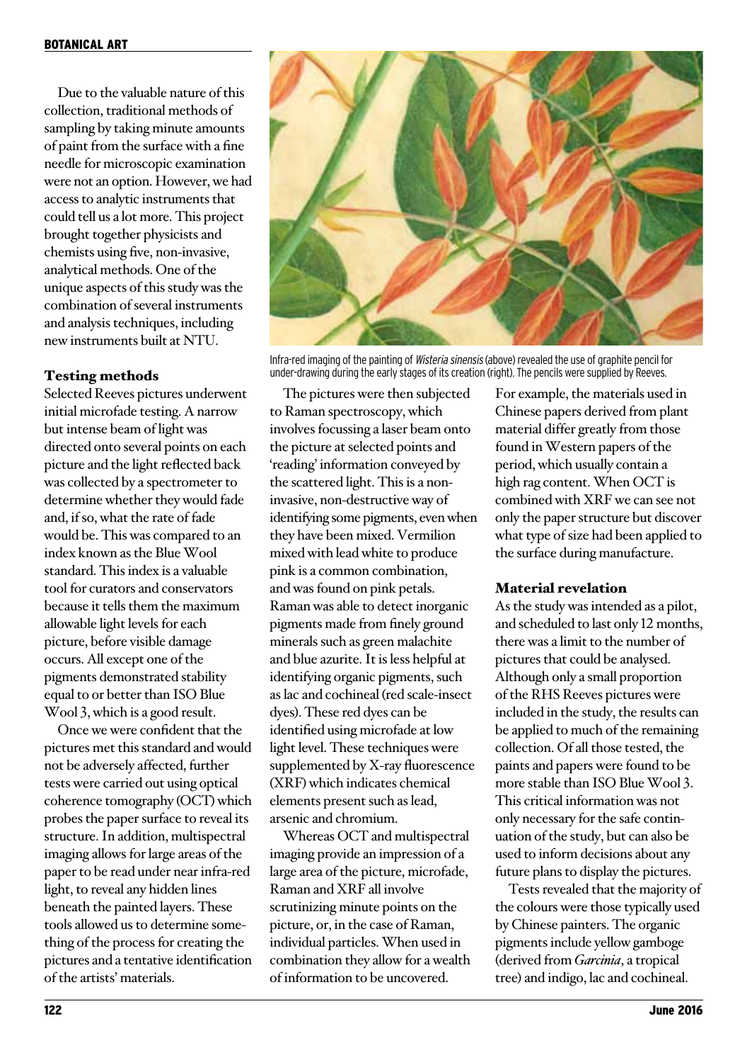Due to the valuable nature of this collection, traditional methods of sampling by taking minute amounts of paint from the surface with a fine needle for microscopic examination were not an option. However, we had access to analytic instruments that could tell us a lot more. This project brought together physicists and chemists using five, non-invasive, analytical methods. One of the unique aspects of this study was the combination of several instruments and analysis techniques, including new instruments built at NTU.

Infra-red imaging of the painting of *Wisteria sinensis* (above) revealed the use of graphite pencil for under-drawing during the early stages of its creation (right). The pencils were supplied by Reeves.

## Testing methods

Selected Reeves pictures underwent initial microfade testing. A narrow but intense beam of light was directed onto several points on each picture and the light reflected back was collected by a spectrometer to determine whether they would fade and, if so, what the rate of fade would be. This was compared to an index known as the Blue Wool standard. This index is a valuable tool for curators and conservators because it tells them the maximum allowable light levels for each picture, before visible damage occurs. All except one of the pigments demonstrated stability equal to or better than ISO Blue Wool 3, which is a good result.

Once we were confident that the pictures met this standard and would not be adversely affected, further tests were carried out using optical coherence tomography (OCT) which probes the paper surface to reveal its structure. In addition, multispectral imaging allows for large areas of the paper to be read under near infra-red light, to reveal any hidden lines beneath the painted layers. These tools allowed us to determine something of the process for creating the pictures and a tentative identification of the artists' materials.

The pictures were then subjected to Raman spectroscopy, which involves focussing a laser beam onto the picture at selected points and 'reading' information conveyed by the scattered light. This is a non-invasive, non-destructive way of identifying some pigments, even when they have been mixed. Vermilion mixed with lead white to produce pink is a common combination, and was found on pink petals. Raman was able to detect inorganic pigments made from finely ground minerals such as green malachite and blue azurite. It is less helpful at identifying organic pigments, such as lac and cochineal (red scale-insect dyes). These red dyes can be identified using microfade at low light level. These techniques were supplemented by X-ray fluorescence (XRF) which indicates chemical elements present such as lead, arsenic and chromium.

Whereas OCT and multispectral imaging provide an impression of a large area of the picture, microfade, Raman and XRF all involve scrutinizing minute points on the picture, or, in the case of Raman, individual particles. When used in combination they allow for a wealth of information to be uncovered. For example, the materials used in Chinese papers derived from plant material differ greatly from those found in Western papers of the period, which usually contain a high rag content. When OCT is combined with XRF we can see not only the paper structure but discover what type of size had been applied to the surface during manufacture.

## Material revelation

As the study was intended as a pilot, and scheduled to last only 12 months, there was a limit to the number of pictures that could be analysed. Although only a small proportion of the RHS Reeves pictures were included in the study, the results can be applied to much of the remaining collection. Of all those tested, the paints and papers were found to be more stable than ISO Blue Wool 3. This critical information was not only necessary for the safe continuation of the study, but can also be used to inform decisions about any future plans to display the pictures.

Tests revealed that the majority of the colours were those typically used by Chinese painters. The organic pigments include yellow gamboge (derived from *Garcinia*, a tropical tree) and indigo, lac and cochineal.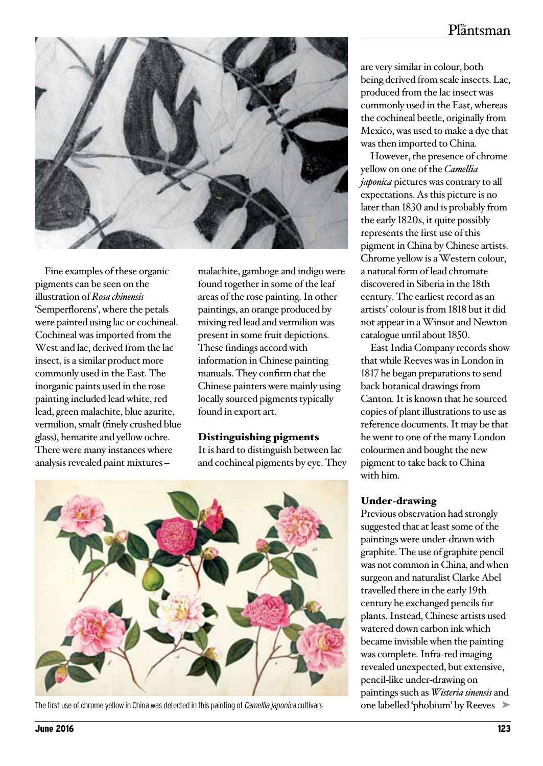Fine examples of these organic pigments can be seen on the illustration of *Rosa chinensis* 'Semperflorens', where the petals were painted using lac or cochineal. Cochineal was imported from the West and lac, derived from the lac insect, is a similar product more commonly used in the East. The inorganic paints used in the rose painting included lead white, red lead, green malachite, blue azurite, vermilion, smalt (finely crushed blue glass), hematite and yellow ochre. There were many instances where analysis revealed paint mixtures – malachite, gamboge and indigo were found together in some of the leaf areas of the rose painting. In other paintings, an orange produced by mixing red lead and vermilion was present in some fruit depictions. These findings accord with information in Chinese painting manuals. They confirm that the Chinese painters were mainly using locally sourced pigments typically found in export art.

## Distinguishing pigments

It is hard to distinguish between lac and cochineal pigments by eye. They are very similar in colour, both being derived from scale insects. Lac, produced from the lac insect was commonly used in the East, whereas the cochineal beetle, originally from Mexico, was used to make a dye that was then imported to China.

However, the presence of chrome yellow on one of the *Camellia japonica* pictures was contrary to all expectations. As this picture is no later than 1830 and is probably from the early 1820s, it quite possibly represents the first use of this pigment in China by Chinese artists. Chrome yellow is a Western colour, a natural form of lead chromate discovered in Siberia in the 18th century. The earliest record as an artists' colour is from 1818 but it did not appear in a Winsor and Newton catalogue until about 1850.

East India Company records show that while Reeves was in London in 1817 he began preparations to send back botanical drawings from Canton. It is known that he sourced copies of plant illustrations to use as reference documents. It may be that he went to one of the many London colourmen and bought the new pigment to take back to China with him.

The first use of chrome yellow in China was detected in this painting of *Camellia japonica* cultivars

## Under-drawing

Previous observation had strongly suggested that at least some of the paintings were under-drawn with graphite. The use of graphite pencil was not common in China, and when surgeon and naturalist Clarke Abel travelled there in the early 19th century he exchanged pencils for plants. Instead, Chinese artists used watered down carbon ink which became invisible when the painting was complete. Infra-red imaging revealed unexpected, but extensive, pencil-like under-drawing on paintings such as *Wisteria sinensis* and one labelled 'phobium' by Reeves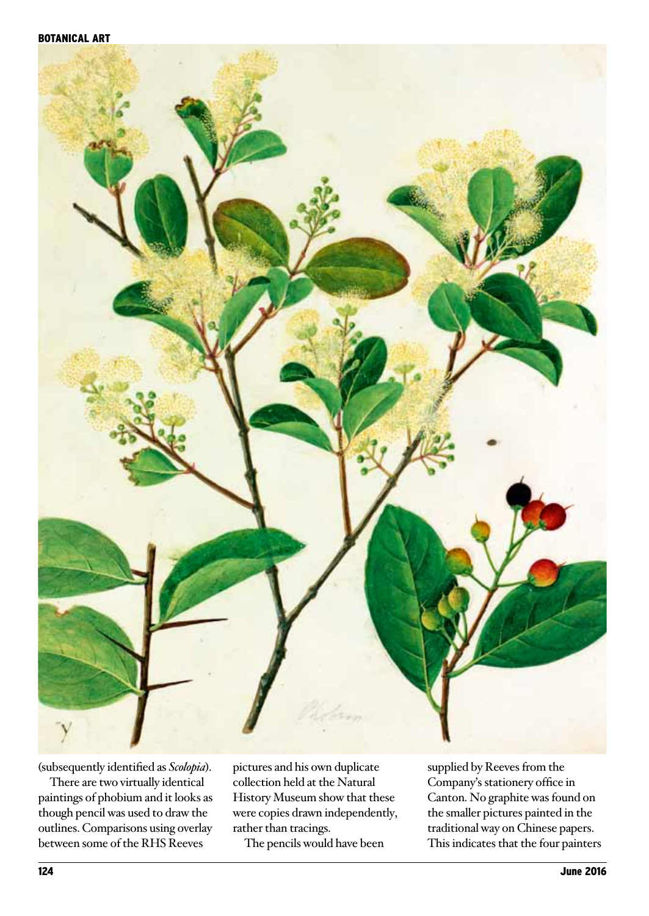(subsequently identified as *Scolopia*).

There are two virtually identical paintings of phobium and it looks as though pencil was used to draw the outlines. Comparisons using overlay between some of the RHS Reeves pictures and his own duplicate collection held at the Natural History Museum show that these were copies drawn independently, rather than tracings.

The pencils would have been supplied by Reeves from the Company's stationery office in Canton. No graphite was found on the smaller pictures painted in the traditional way on Chinese papers. This indicates that the four painters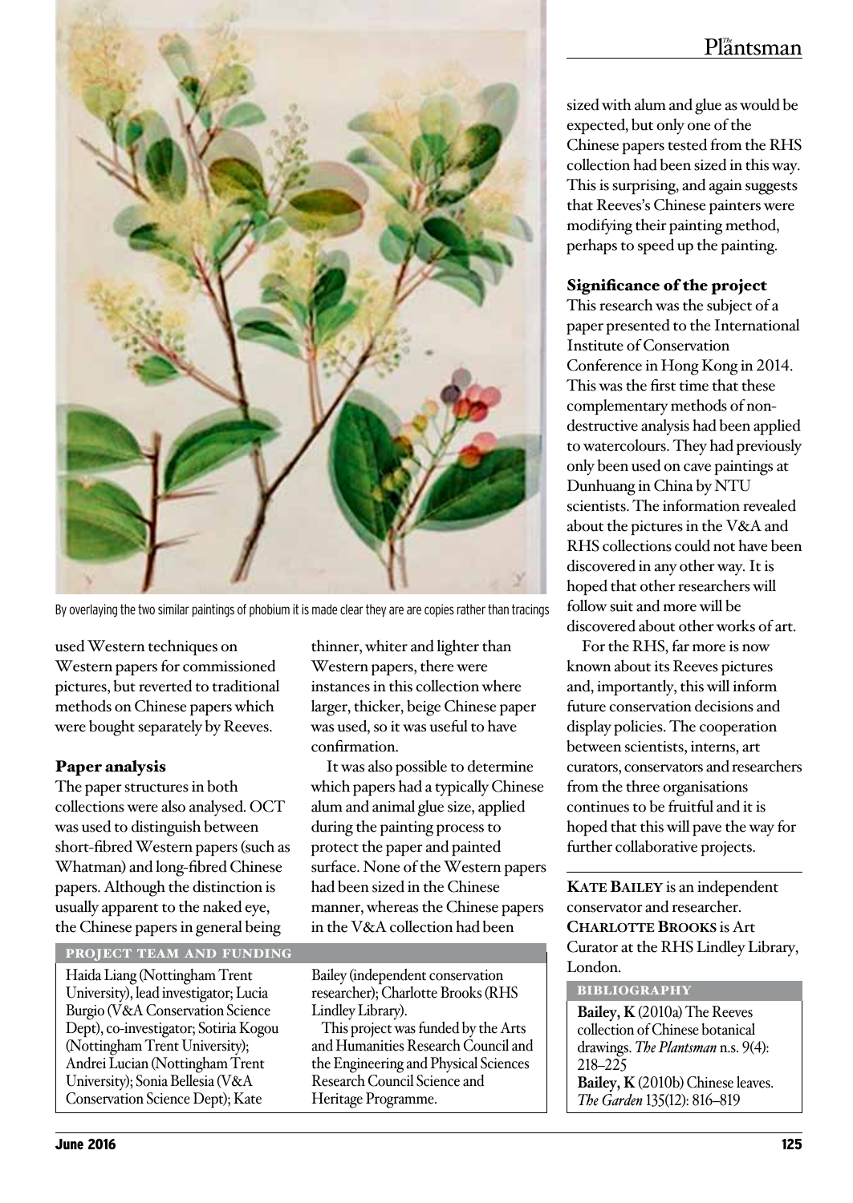By overlaying the two similar paintings of phobium it is made clear they are are copies rather than tracings

used Western techniques on Western papers for commissioned pictures, but reverted to traditional methods on Chinese papers which were bought separately by Reeves.

## Paper analysis

The paper structures in both collections were also analysed. OCT was used to distinguish between short-fibred Western papers (such as Whatman) and long-fibred Chinese papers. Although the distinction is usually apparent to the naked eye, the Chinese papers in general being thinner, whiter and lighter than Western papers, there were instances in this collection where larger, thicker, beige Chinese paper was used, so it was useful to have confirmation.

It was also possible to determine which papers had a typically Chinese alum and animal glue size, applied during the painting process to protect the paper and painted surface. None of the Western papers had been sized in the Chinese manner, whereas the Chinese papers in the V&A collection had been sized with alum and glue as would be expected, but only one of the Chinese papers tested from the RHS collection had been sized in this way. This is surprising, and again suggests that Reeves's Chinese painters were modifying their painting method, perhaps to speed up the painting.

## Significance of the project

This research was the subject of a paper presented to the International Institute of Conservation Conference in Hong Kong in 2014. This was the first time that these complementary methods of non-destructive analysis had been applied to watercolours. They had previously only been used on cave paintings at Dunhuang in China by NTU scientists. The information revealed about the pictures in the V&A and RHS collections could not have been discovered in any other way. It is hoped that other researchers will follow suit and more will be discovered about other works of art.

For the RHS, far more is now known about its Reeves pictures and, importantly, this will inform future conservation decisions and display policies. The cooperation between scientists, interns, art curators, conservators and researchers from the three organisations continues to be fruitful and it is hoped that this will pave the way for further collaborative projects.

### PROJECT TEAM AND FUNDING

Haida Liang (Nottingham Trent University), lead investigator; Lucia Burgio (V&A Conservation Science Dept), co-investigator; Sotiria Kogou (Nottingham Trent University); Andrei Lucian (Nottingham Trent University); Sonia Bellesia (V&A Conservation Science Dept); Kate Bailey (independent conservation researcher); Charlotte Brooks (RHS Lindley Library).

This project was funded by the Arts and Humanities Research Council and the Engineering and Physical Sciences Research Council Science and Heritage Programme.

**KATE BAILEY** is an independent conservator and researcher. **CHARLOTTE BROOKS** is Art Curator at the RHS Lindley Library, London.

### BIBLIOGRAPHY

**Bailey, K** (2010a) The Reeves collection of Chinese botanical drawings. *The Plantsman* n.s. 9(4): 218–225

**Bailey, K** (2010b) Chinese leaves. *The Garden* 135(12): 816–819